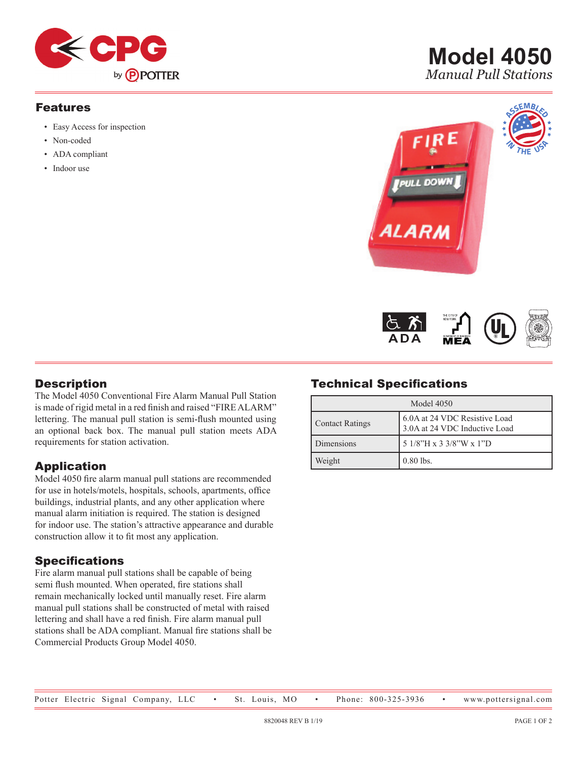# Model 4050

*Manual Pull Stations*

## Features

- Easy Access for inspection
- Non-coded
- ADA compliant
- Indoor use

## Description

The Model 4050 Conventional Fire Alarm Manual Pull Station is made of rigid metal in a red finish and raised "FIRE ALARM" lettering. The manual pull station is semi-flush mounted using an optional back box. The manual pull station meets ADA requirements for station activation.

## Application

Model 4050 fire alarm manual pull stations are recommended for use in hotels/motels, hospitals, schools, apartments, office buildings, industrial plants, and any other application where manual alarm initiation is required. The station is designed for indoor use. The station's attractive appearance and durable construction allow it to fit most any application.

## Specifications

Fire alarm manual pull stations shall be capable of being semi flush mounted. When operated, fire stations shall remain mechanically locked until manually reset. Fire alarm manual pull stations shall be constructed of metal with raised lettering and shall have a red finish. Fire alarm manual pull stations shall be ADA compliant. Manual fire stations shall be Commercial Products Group Model 4050.

## Technical Specifications

| Model 4050 | |
|---|---|
| Contact Ratings | 6.0A at 24 VDC Resistive Load<br>3.0A at 24 VDC Inductive Load |
| Dimensions | 5 1/8"H x 3 3/8"W x 1"D |
| Weight | 0.80 lbs. |

Potter Electric Signal Company, LLC • St. Louis, MO • Phone: 800-325-3936 • www.pottersignal.com

8820048 REV B 1/19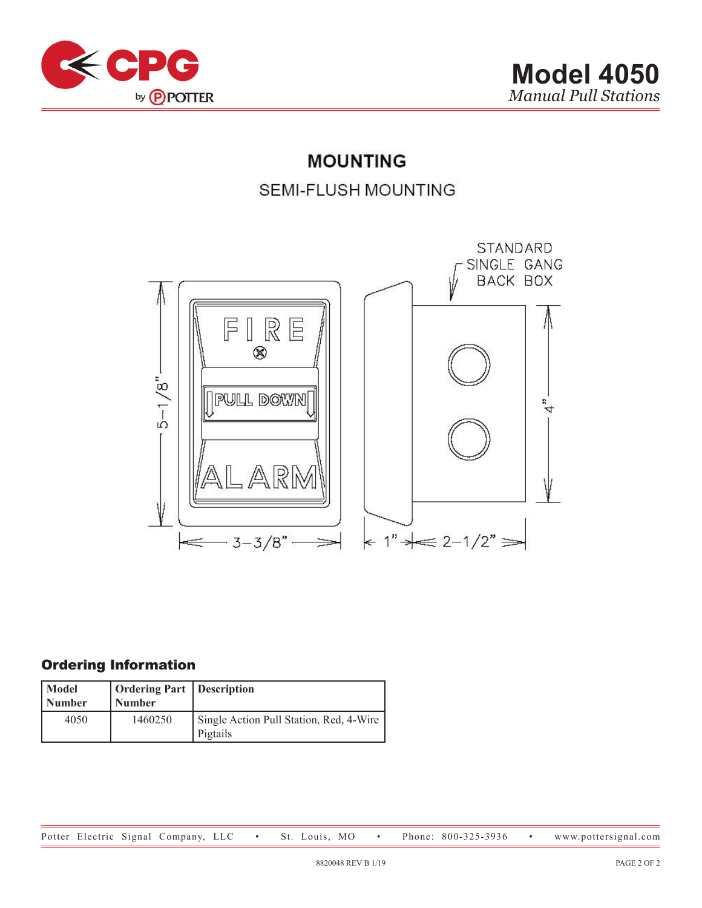# MOUNTING

## SEMI-FLUSH MOUNTING

STANDARD SINGLE GANG BACK BOX

FIRE

PULL DOWN

ALARM

5-1/8"

3-3/8"

4"

1"

2-1/2"

## Ordering Information

| Model Number | Ordering Part Number | Description |
|---|---|---|
| 4050 | 1460250 | Single Action Pull Station, Red, 4-Wire Pigtails |

Potter Electric Signal Company, LLC • St. Louis, MO • Phone: 800-325-3936 • www.pottersignal.com

8820048 REV B 1/19